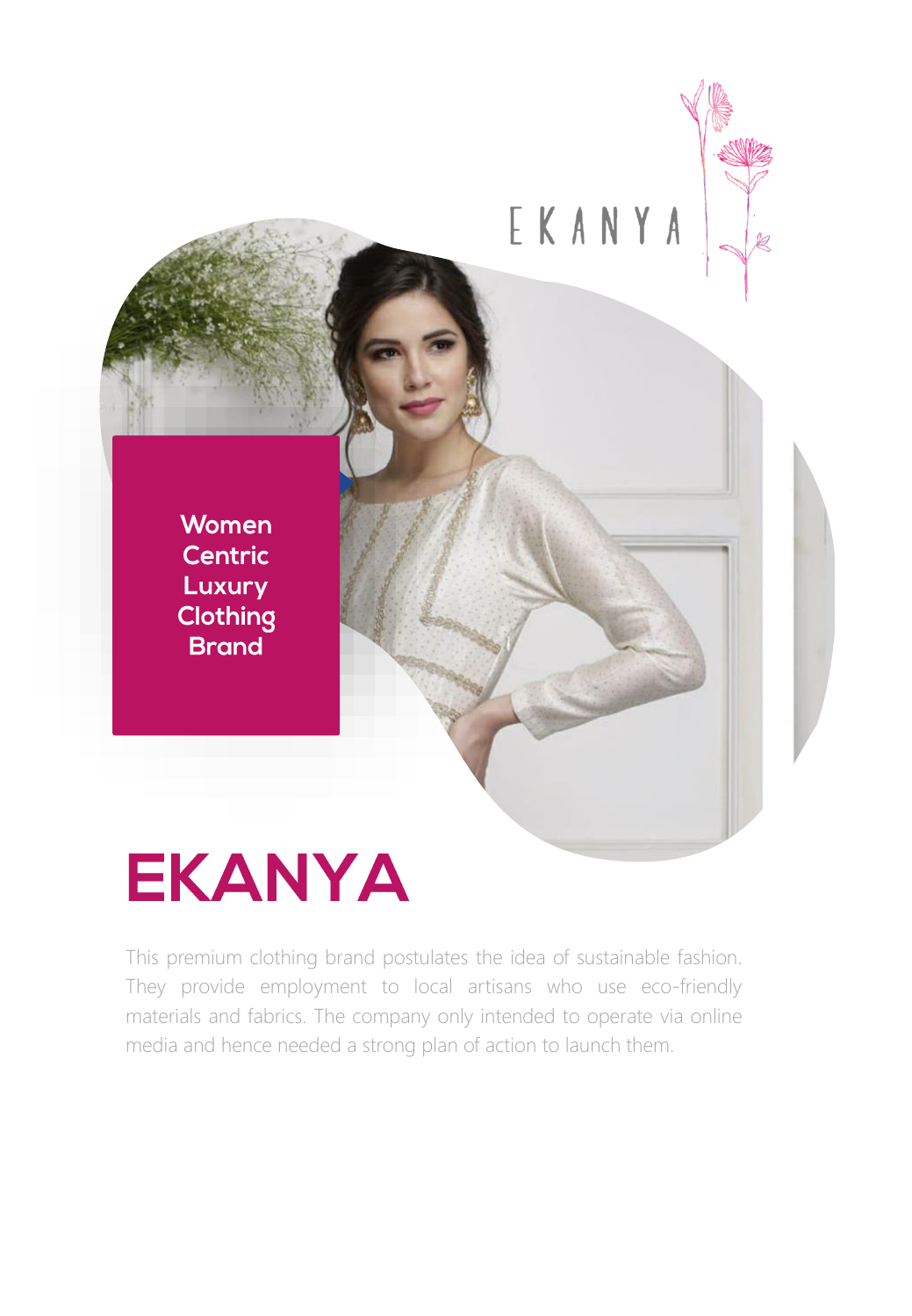EKANYA

**Women Centric Luxury Clothing Brand**

# EKANYA

This premium clothing brand postulates the idea of sustainable fashion. They provide employment to local artisans who use eco-friendly materials and fabrics. The company only intended to operate via online media and hence needed a strong plan of action to launch them.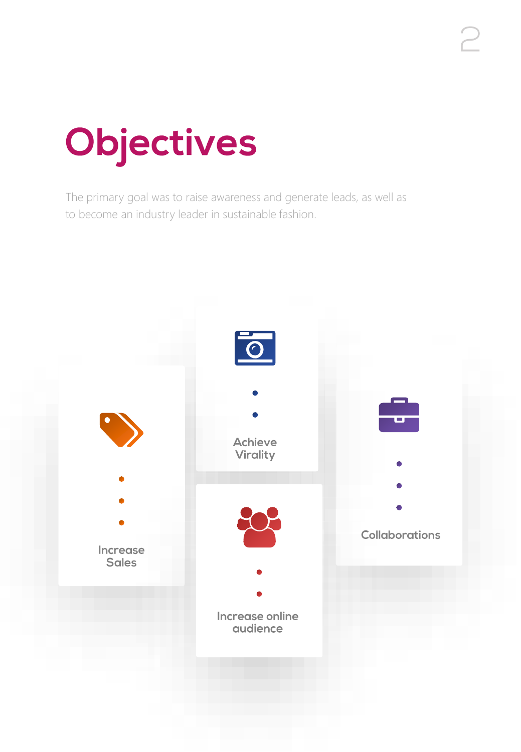# Objectives

The primary goal was to raise awareness and generate leads, as well as to become an industry leader in sustainable fashion.

- Increase Sales
- Achieve Virality
- Increase online audience
- Collaborations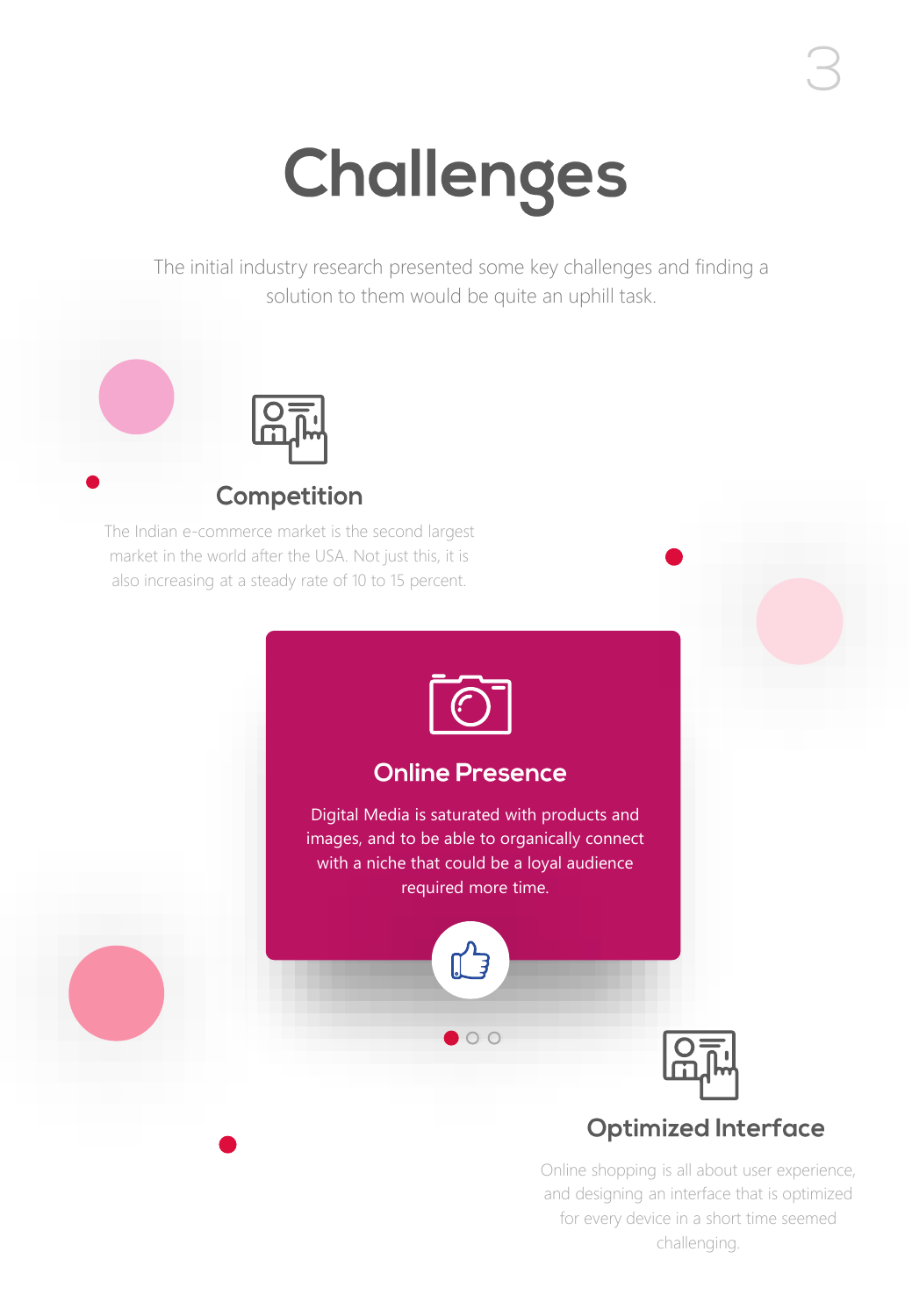# Challenges

The initial industry research presented some key challenges and finding a solution to them would be quite an uphill task.

## Competition

The Indian e-commerce market is the second largest market in the world after the USA. Not just this, it is also increasing at a steady rate of 10 to 15 percent.

## Online Presence

Digital Media is saturated with products and images, and to be able to organically connect with a niche that could be a loyal audience required more time.

## Optimized Interface

Online shopping is all about user experience, and designing an interface that is optimized for every device in a short time seemed challenging.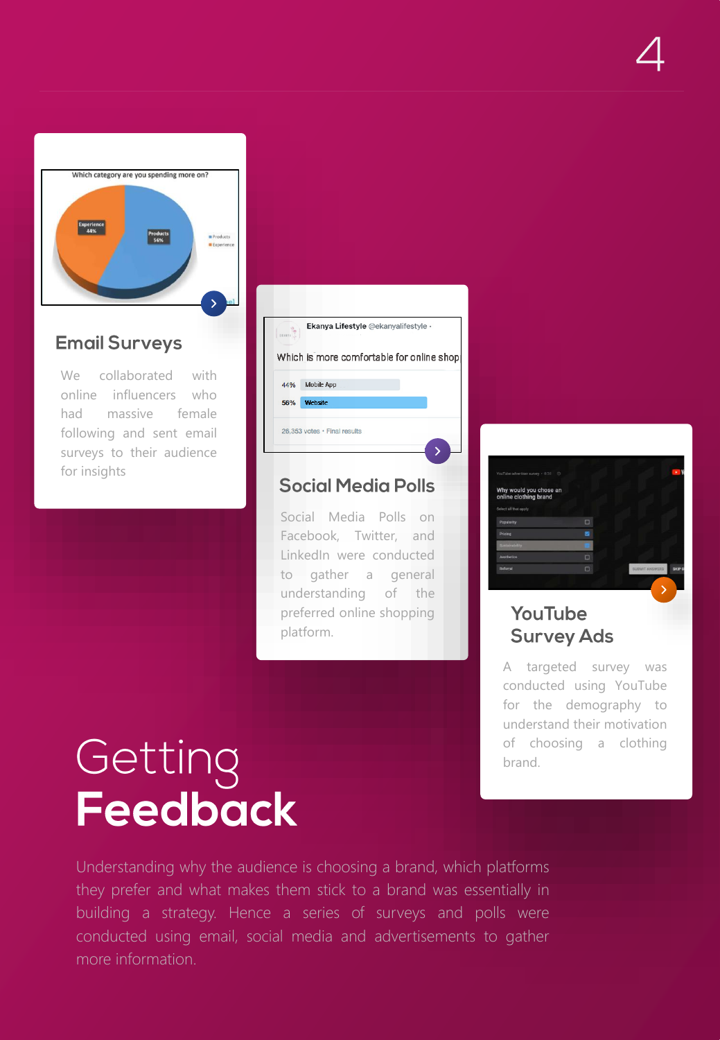# Getting **Feedback**

Understanding why the audience is choosing a brand, which platforms they prefer and what makes them stick to a brand was essentially in building a strategy. Hence a series of surveys and polls were conducted using email, social media and advertisements to gather more information.

## Email Surveys

We collaborated with online influencers who had massive female following and sent email surveys to their audience for insights

## Social Media Polls

Social Media Polls on Facebook, Twitter, and LinkedIn were conducted to gather a general understanding of the preferred online shopping platform.

## YouTube Survey Ads

A targeted survey was conducted using YouTube for the demography to understand their motivation of choosing a clothing brand.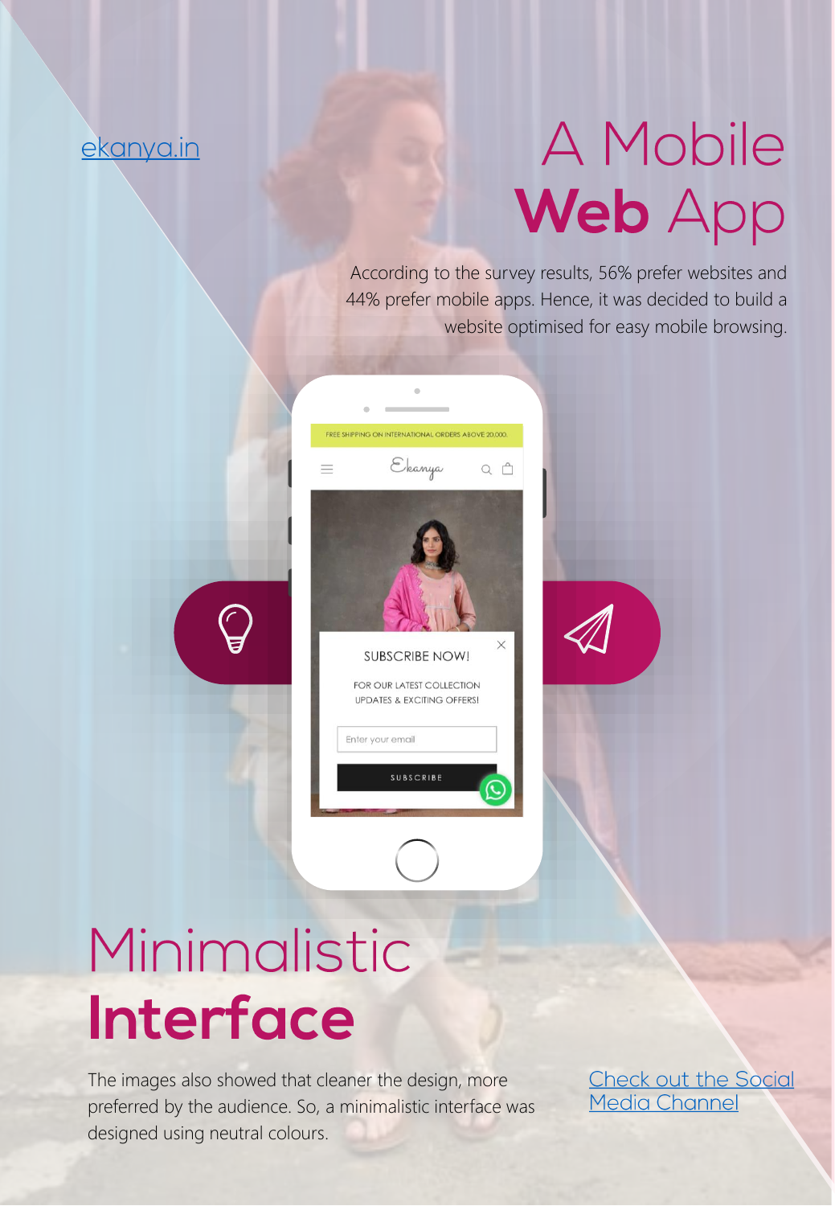[ekanya.in](ekanya.in)

# A Mobile **Web** App

According to the survey results, 56% prefer websites and 44% prefer mobile apps. Hence, it was decided to build a website optimised for easy mobile browsing.

# Minimalistic **Interface**

The images also showed that cleaner the design, more preferred by the audience. So, a minimalistic interface was designed using neutral colours.

[Check out the Social Media Channel]()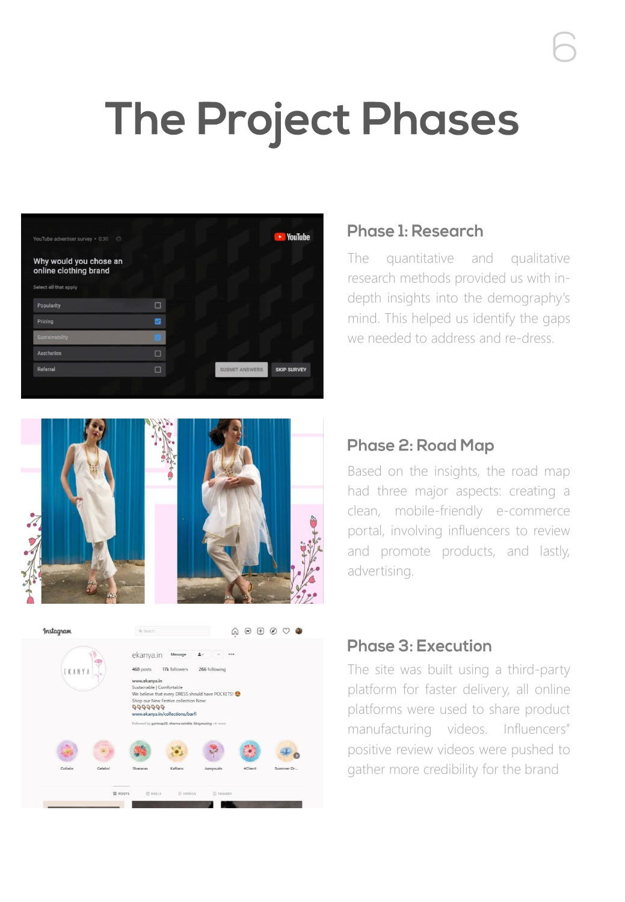# The Project Phases

## Phase 1: Research

The quantitative and qualitative research methods provided us with in-depth insights into the demography's mind. This helped us identify the gaps we needed to address and re-dress.

## Phase 2: Road Map

Based on the insights, the road map had three major aspects: creating a clean, mobile-friendly e-commerce portal, involving influencers to review and promote products, and lastly, advertising.

## Phase 3: Execution

The site was built using a third-party platform for faster delivery, all online platforms were used to share product manufacturing videos. Influencers" positive review videos were pushed to gather more credibility for the brand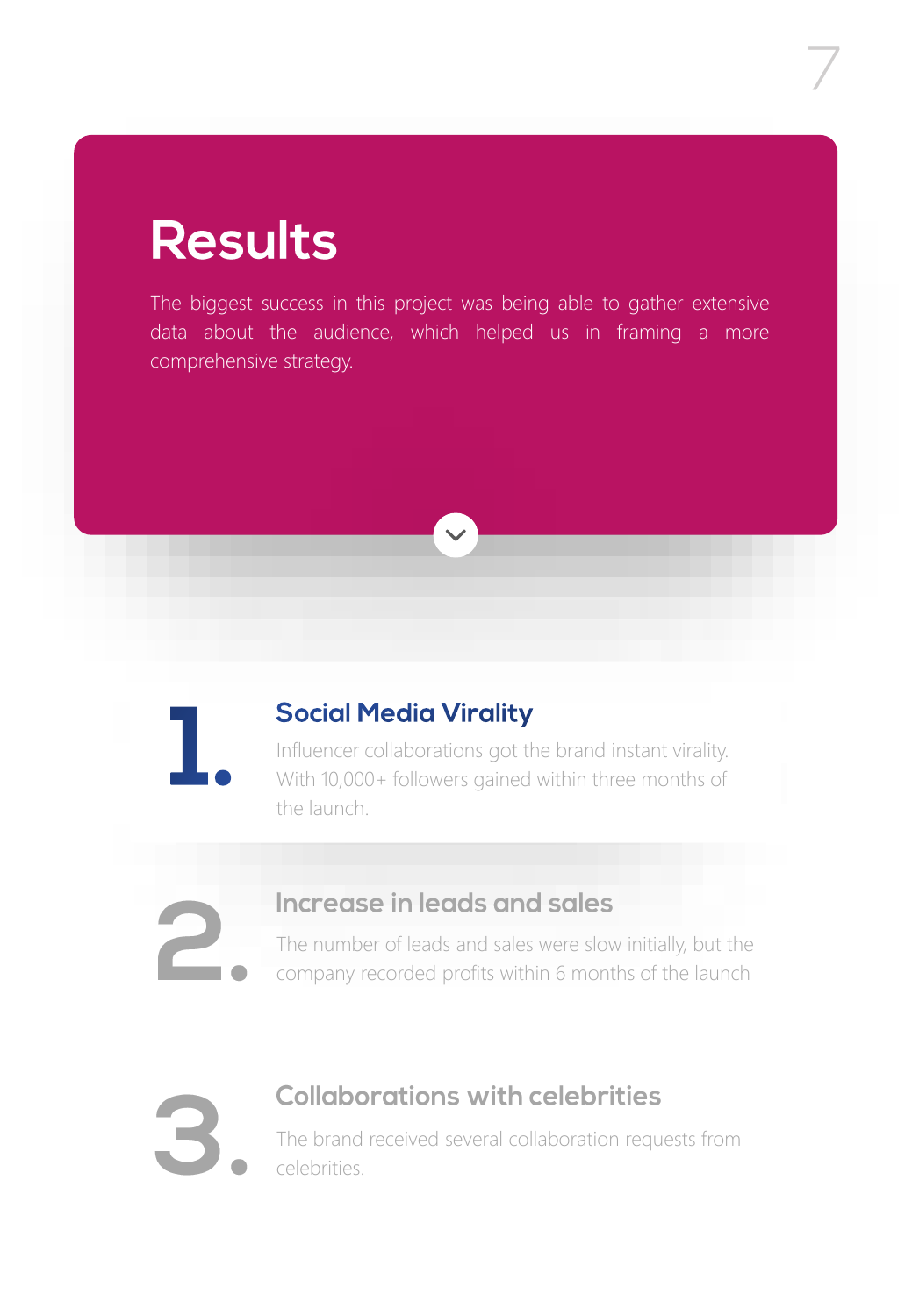# Results

The biggest success in this project was being able to gather extensive data about the audience, which helped us in framing a more comprehensive strategy.

## 1. Social Media Virality

Influencer collaborations got the brand instant virality. With 10,000+ followers gained within three months of the launch.

## 2. Increase in leads and sales

The number of leads and sales were slow initially, but the company recorded profits within 6 months of the launch

## 3. Collaborations with celebrities

The brand received several collaboration requests from celebrities.